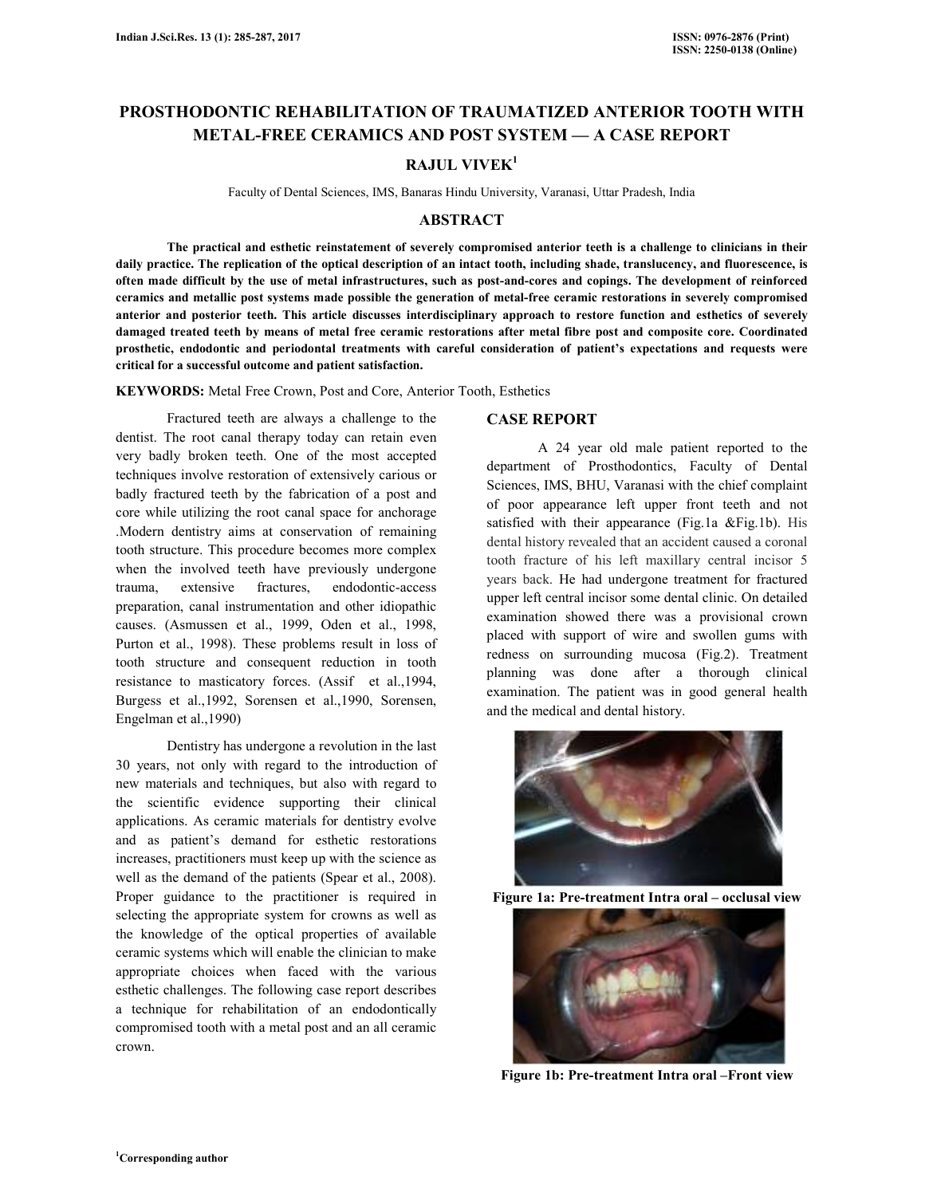# PROSTHODONTIC REHABILITATION OF TRAUMATIZED ANTERIOR TOOTH WITH METAL-FREE CERAMICS AND POST SYSTEM — A CASE REPORT

**RAJUL VIVEK**[1]

Faculty of Dental Sciences, IMS, Banaras Hindu University, Varanasi, Uttar Pradesh, India

## ABSTRACT

**The practical and esthetic reinstatement of severely compromised anterior teeth is a challenge to clinicians in their daily practice. The replication of the optical description of an intact tooth, including shade, translucency, and fluorescence, is often made difficult by the use of metal infrastructures, such as post-and-cores and copings. The development of reinforced ceramics and metallic post systems made possible the generation of metal-free ceramic restorations in severely compromised anterior and posterior teeth. This article discusses interdisciplinary approach to restore function and esthetics of severely damaged treated teeth by means of metal free ceramic restorations after metal fibre post and composite core. Coordinated prosthetic, endodontic and periodontal treatments with careful consideration of patient's expectations and requests were critical for a successful outcome and patient satisfaction.**

**KEYWORDS:** Metal Free Crown, Post and Core, Anterior Tooth, Esthetics

Fractured teeth are always a challenge to the dentist. The root canal therapy today can retain even very badly broken teeth. One of the most accepted techniques involve restoration of extensively carious or badly fractured teeth by the fabrication of a post and core while utilizing the root canal space for anchorage .Modern dentistry aims at conservation of remaining tooth structure. This procedure becomes more complex when the involved teeth have previously undergone trauma, extensive fractures, endodontic-access preparation, canal instrumentation and other idiopathic causes. (Asmussen et al., 1999, Oden et al., 1998, Purton et al., 1998). These problems result in loss of tooth structure and consequent reduction in tooth resistance to masticatory forces. (Assif et al.,1994, Burgess et al.,1992, Sorensen et al.,1990, Sorensen, Engelman et al.,1990)

Dentistry has undergone a revolution in the last 30 years, not only with regard to the introduction of new materials and techniques, but also with regard to the scientific evidence supporting their clinical applications. As ceramic materials for dentistry evolve and as patient's demand for esthetic restorations increases, practitioners must keep up with the science as well as the demand of the patients (Spear et al., 2008). Proper guidance to the practitioner is required in selecting the appropriate system for crowns as well as the knowledge of the optical properties of available ceramic systems which will enable the clinician to make appropriate choices when faced with the various esthetic challenges. The following case report describes a technique for rehabilitation of an endodontically compromised tooth with a metal post and an all ceramic crown.

## CASE REPORT

A 24 year old male patient reported to the department of Prosthodontics, Faculty of Dental Sciences, IMS, BHU, Varanasi with the chief complaint of poor appearance left upper front teeth and not satisfied with their appearance (Fig.1a &Fig.1b). His dental history revealed that an accident caused a coronal tooth fracture of his left maxillary central incisor 5 years back. He had undergone treatment for fractured upper left central incisor some dental clinic. On detailed examination showed there was a provisional crown placed with support of wire and swollen gums with redness on surrounding mucosa (Fig.2). Treatment planning was done after a thorough clinical examination. The patient was in good general health and the medical and dental history.

**Figure 1a: Pre-treatment Intra oral – occlusal view**

**Figure 1b: Pre-treatment Intra oral –Front view**

[1]Corresponding author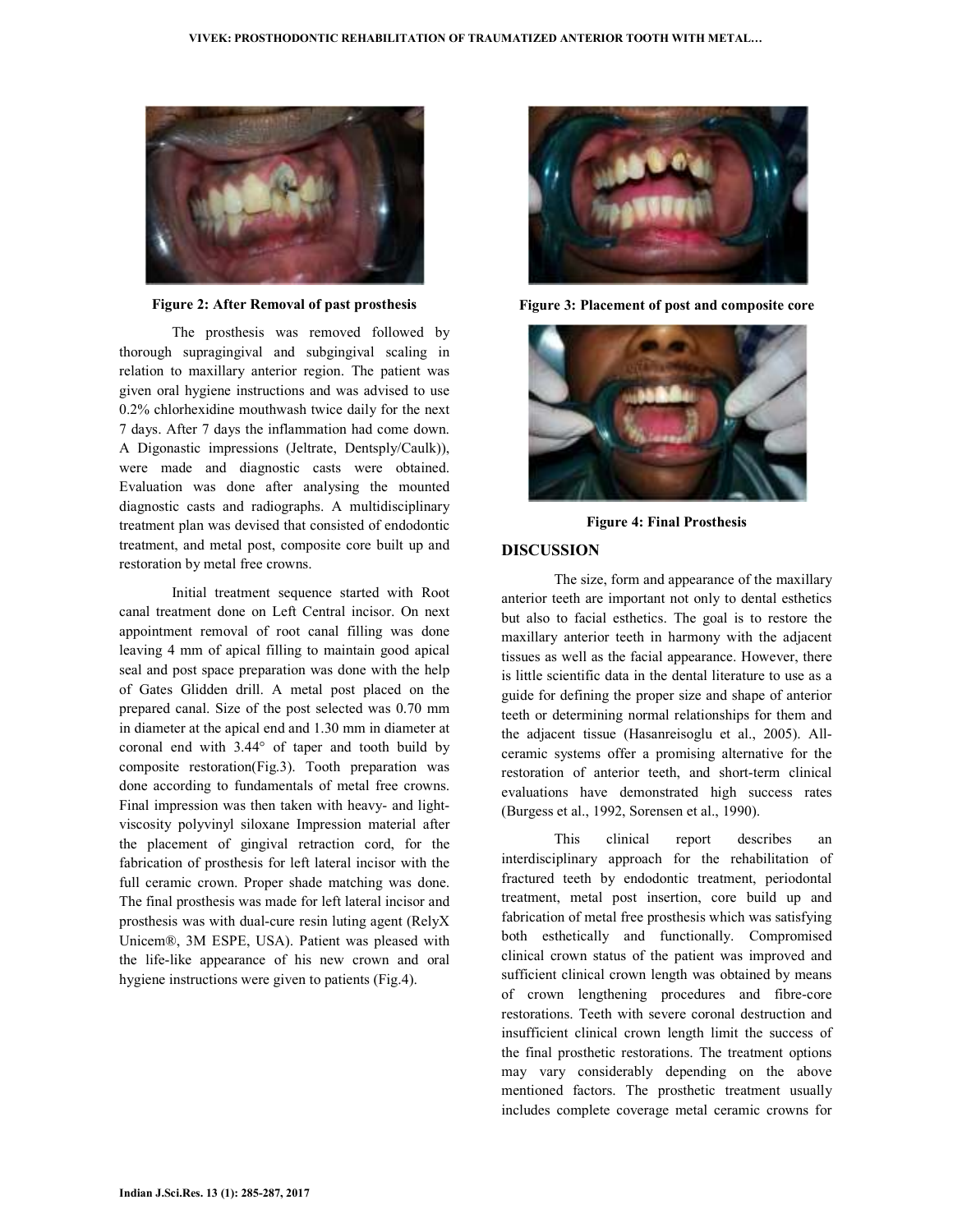Figure 2: After Removal of past prosthesis

The prosthesis was removed followed by thorough supragingival and subgingival scaling in relation to maxillary anterior region. The patient was given oral hygiene instructions and was advised to use 0.2% chlorhexidine mouthwash twice daily for the next 7 days. After 7 days the inflammation had come down. A Digonastic impressions (Jeltrate, Dentsply/Caulk)), were made and diagnostic casts were obtained. Evaluation was done after analysing the mounted diagnostic casts and radiographs. A multidisciplinary treatment plan was devised that consisted of endodontic treatment, and metal post, composite core built up and restoration by metal free crowns.

Initial treatment sequence started with Root canal treatment done on Left Central incisor. On next appointment removal of root canal filling was done leaving 4 mm of apical filling to maintain good apical seal and post space preparation was done with the help of Gates Glidden drill. A metal post placed on the prepared canal. Size of the post selected was 0.70 mm in diameter at the apical end and 1.30 mm in diameter at coronal end with 3.44° of taper and tooth build by composite restoration(Fig.3). Tooth preparation was done according to fundamentals of metal free crowns. Final impression was then taken with heavy- and light-viscosity polyvinyl siloxane Impression material after the placement of gingival retraction cord, for the fabrication of prosthesis for left lateral incisor with the full ceramic crown. Proper shade matching was done. The final prosthesis was made for left lateral incisor and prosthesis was with dual-cure resin luting agent (RelyX Unicem®, 3M ESPE, USA). Patient was pleased with the life-like appearance of his new crown and oral hygiene instructions were given to patients (Fig.4).

Figure 3: Placement of post and composite core

Figure 4: Final Prosthesis

## DISCUSSION

The size, form and appearance of the maxillary anterior teeth are important not only to dental esthetics but also to facial esthetics. The goal is to restore the maxillary anterior teeth in harmony with the adjacent tissues as well as the facial appearance. However, there is little scientific data in the dental literature to use as a guide for defining the proper size and shape of anterior teeth or determining normal relationships for them and the adjacent tissue (Hasanreisoglu et al., 2005). All-ceramic systems offer a promising alternative for the restoration of anterior teeth, and short-term clinical evaluations have demonstrated high success rates (Burgess et al., 1992, Sorensen et al., 1990).

This clinical report describes an interdisciplinary approach for the rehabilitation of fractured teeth by endodontic treatment, periodontal treatment, metal post insertion, core build up and fabrication of metal free prosthesis which was satisfying both esthetically and functionally. Compromised clinical crown status of the patient was improved and sufficient clinical crown length was obtained by means of crown lengthening procedures and fibre-core restorations. Teeth with severe coronal destruction and insufficient clinical crown length limit the success of the final prosthetic restorations. The treatment options may vary considerably depending on the above mentioned factors. The prosthetic treatment usually includes complete coverage metal ceramic crowns for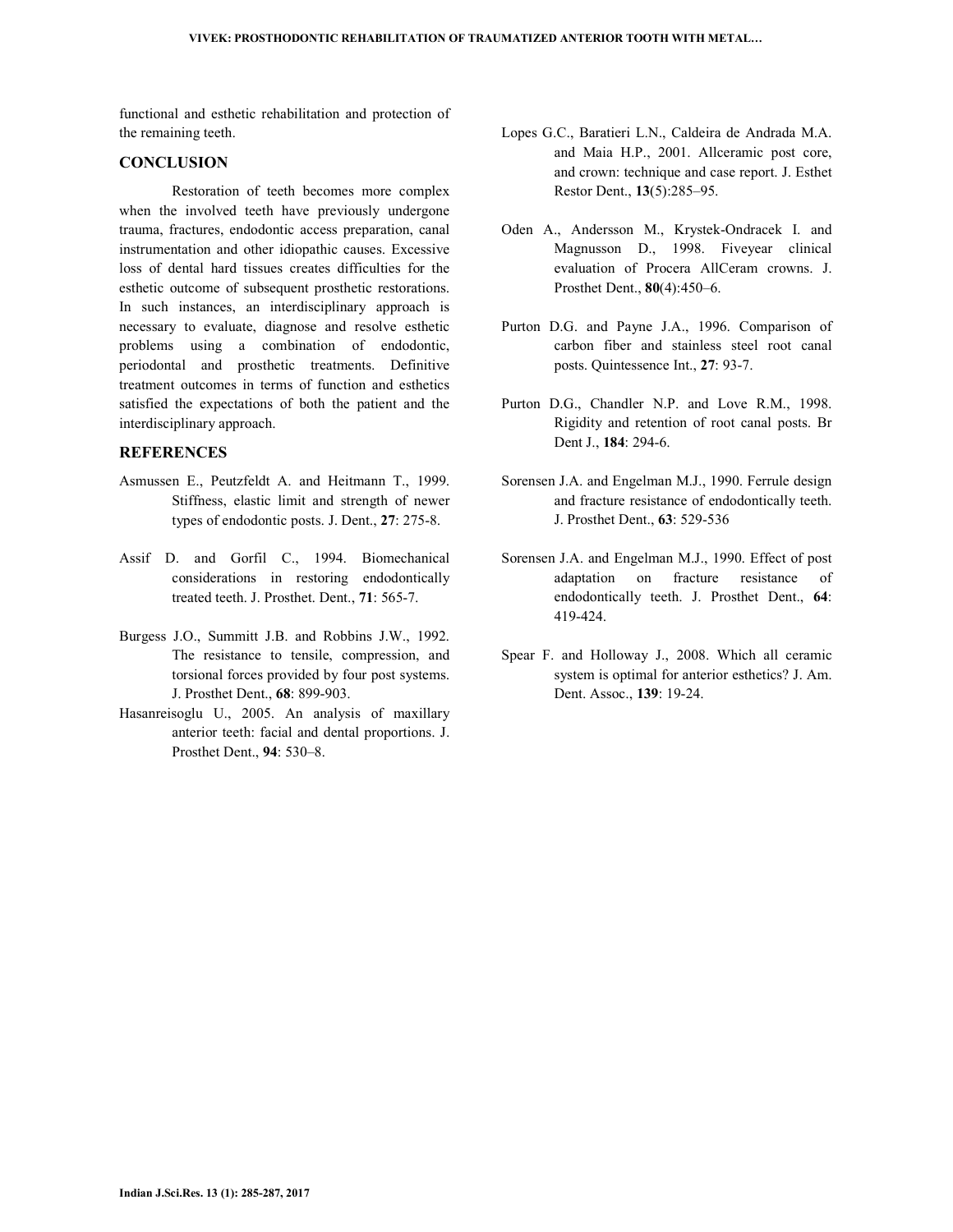functional and esthetic rehabilitation and protection of the remaining teeth.

## CONCLUSION

Restoration of teeth becomes more complex when the involved teeth have previously undergone trauma, fractures, endodontic access preparation, canal instrumentation and other idiopathic causes. Excessive loss of dental hard tissues creates difficulties for the esthetic outcome of subsequent prosthetic restorations. In such instances, an interdisciplinary approach is necessary to evaluate, diagnose and resolve esthetic problems using a combination of endodontic, periodontal and prosthetic treatments. Definitive treatment outcomes in terms of function and esthetics satisfied the expectations of both the patient and the interdisciplinary approach.

## REFERENCES

Asmussen E., Peutzfeldt A. and Heitmann T., 1999. Stiffness, elastic limit and strength of newer types of endodontic posts. J. Dent., **27**: 275-8.

Assif D. and Gorfil C., 1994. Biomechanical considerations in restoring endodontically treated teeth. J. Prosthet. Dent., **71**: 565-7.

Burgess J.O., Summitt J.B. and Robbins J.W., 1992. The resistance to tensile, compression, and torsional forces provided by four post systems. J. Prosthet Dent., **68**: 899-903.

Hasanreisoglu U., 2005. An analysis of maxillary anterior teeth: facial and dental proportions. J. Prosthet Dent., **94**: 530–8.

Lopes G.C., Baratieri L.N., Caldeira de Andrada M.A. and Maia H.P., 2001. Allceramic post core, and crown: technique and case report. J. Esthet Restor Dent., **13**(5):285–95.

Oden A., Andersson M., Krystek-Ondracek I. and Magnusson D., 1998. Fiveyear clinical evaluation of Procera AllCeram crowns. J. Prosthet Dent., **80**(4):450–6.

Purton D.G. and Payne J.A., 1996. Comparison of carbon fiber and stainless steel root canal posts. Quintessence Int., **27**: 93-7.

Purton D.G., Chandler N.P. and Love R.M., 1998. Rigidity and retention of root canal posts. Br Dent J., **184**: 294-6.

Sorensen J.A. and Engelman M.J., 1990. Ferrule design and fracture resistance of endodontically teeth. J. Prosthet Dent., **63**: 529-536

Sorensen J.A. and Engelman M.J., 1990. Effect of post adaptation on fracture resistance of endodontically teeth. J. Prosthet Dent., **64**: 419-424.

Spear F. and Holloway J., 2008. Which all ceramic system is optimal for anterior esthetics? J. Am. Dent. Assoc., **139**: 19-24.